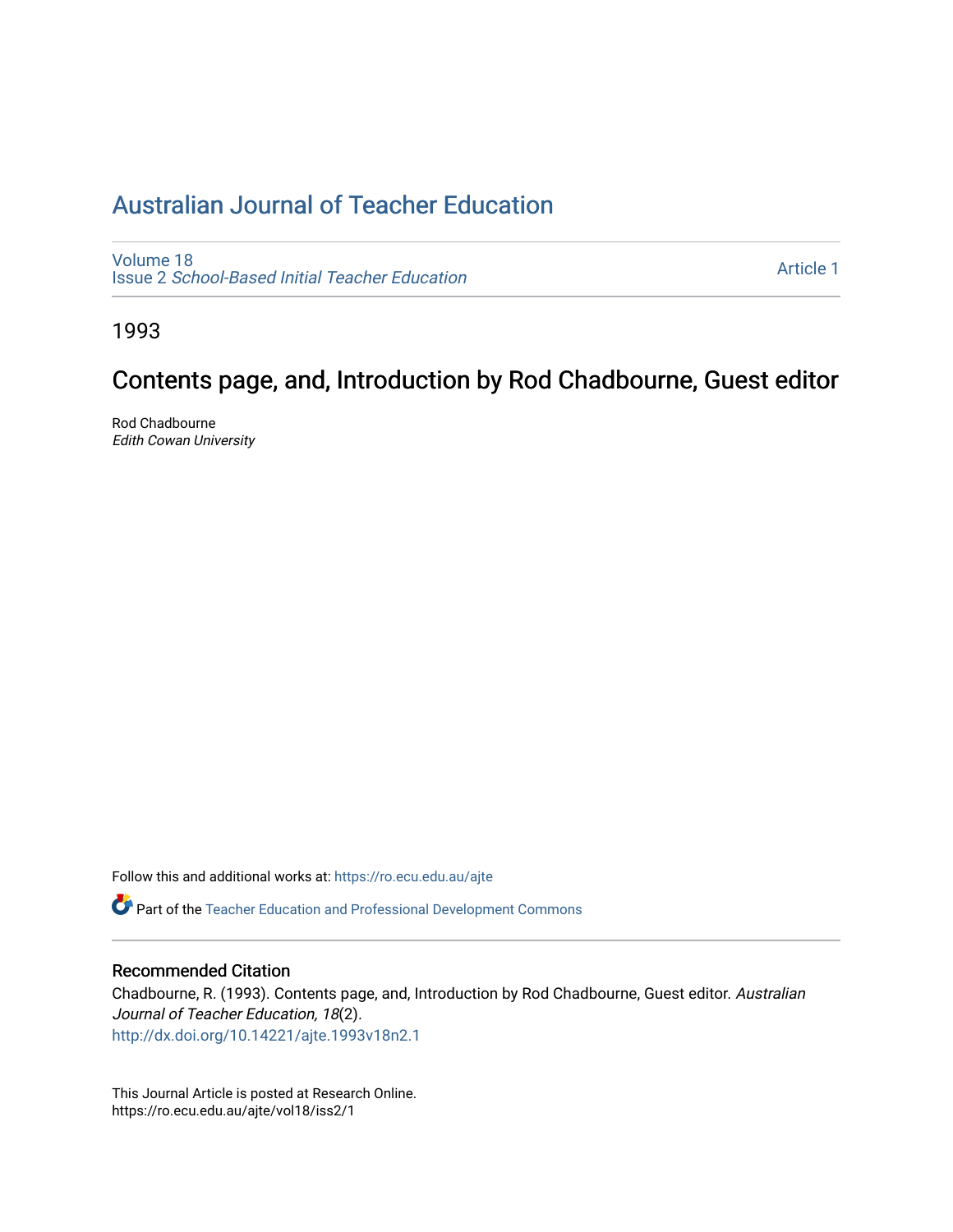# Australian Journal of Teacher Education

Volume 18
Issue 2 *School-Based Initial Teacher Education*

Article 1

1993

## Contents page, and, Introduction by Rod Chadbourne, Guest editor

Rod Chadbourne
*Edith Cowan University*

Follow this and additional works at: https://ro.ecu.edu.au/ajte

Part of the Teacher Education and Professional Development Commons

### Recommended Citation

Chadbourne, R. (1993). Contents page, and, Introduction by Rod Chadbourne, Guest editor. *Australian Journal of Teacher Education, 18*(2).
http://dx.doi.org/10.14221/ajte.1993v18n2.1

This Journal Article is posted at Research Online.
https://ro.ecu.edu.au/ajte/vol18/iss2/1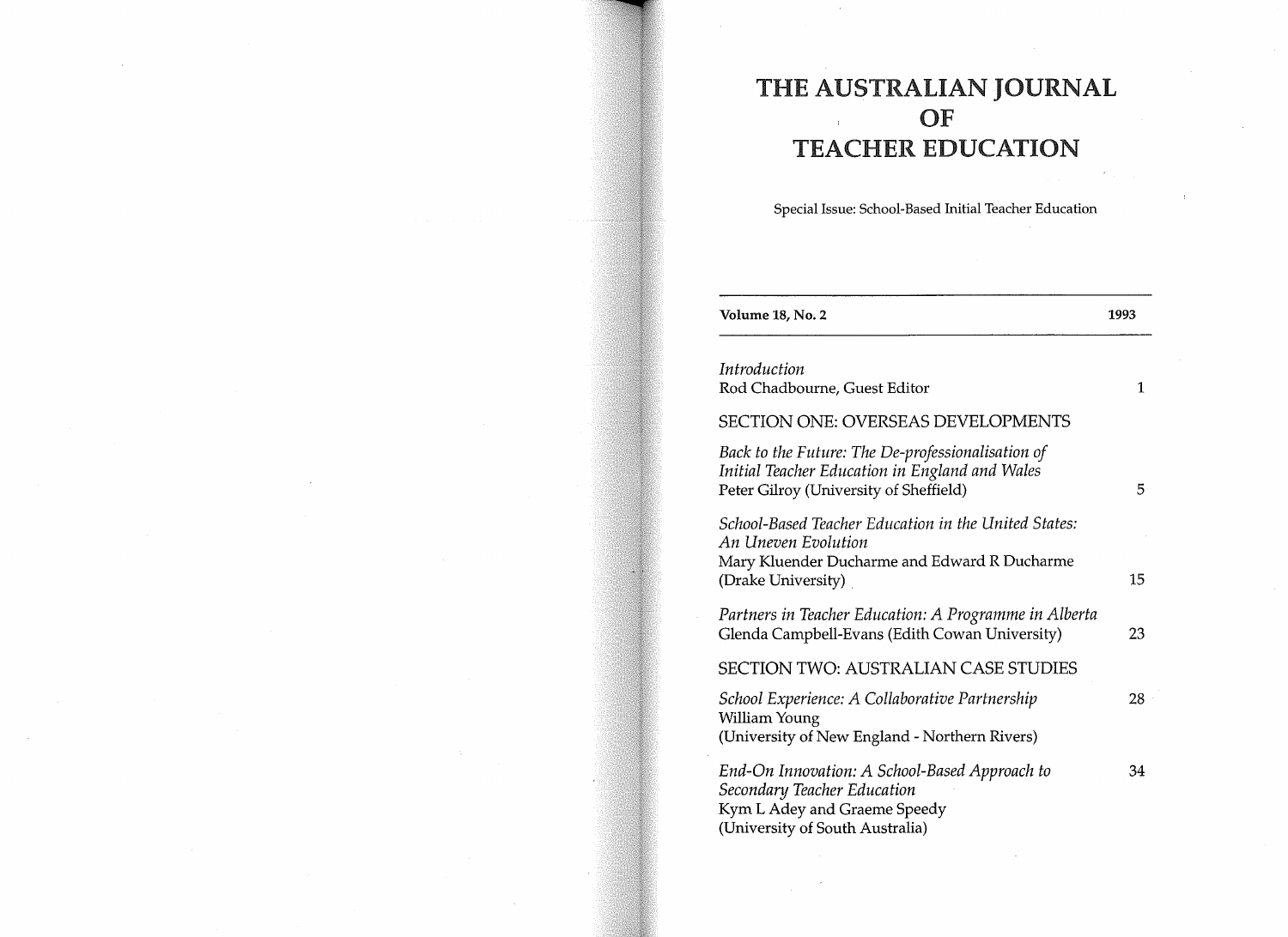# THE AUSTRALIAN JOURNAL OF TEACHER EDUCATION

Special Issue: School-Based Initial Teacher Education

**Volume 18, No. 2** **1993**

*Introduction*
Rod Chadbourne, Guest Editor 1

SECTION ONE: OVERSEAS DEVELOPMENTS

*Back to the Future: The De-professionalisation of Initial Teacher Education in England and Wales*
Peter Gilroy (University of Sheffield) 5

*School-Based Teacher Education in the United States: An Uneven Evolution*
Mary Kluender Ducharme and Edward R Ducharme (Drake University) 15

*Partners in Teacher Education: A Programme in Alberta*
Glenda Campbell-Evans (Edith Cowan University) 23

SECTION TWO: AUSTRALIAN CASE STUDIES

*School Experience: A Collaborative Partnership* 28
William Young
(University of New England - Northern Rivers)

*End-On Innovation: A School-Based Approach to Secondary Teacher Education* 34
Kym L Adey and Graeme Speedy
(University of South Australia)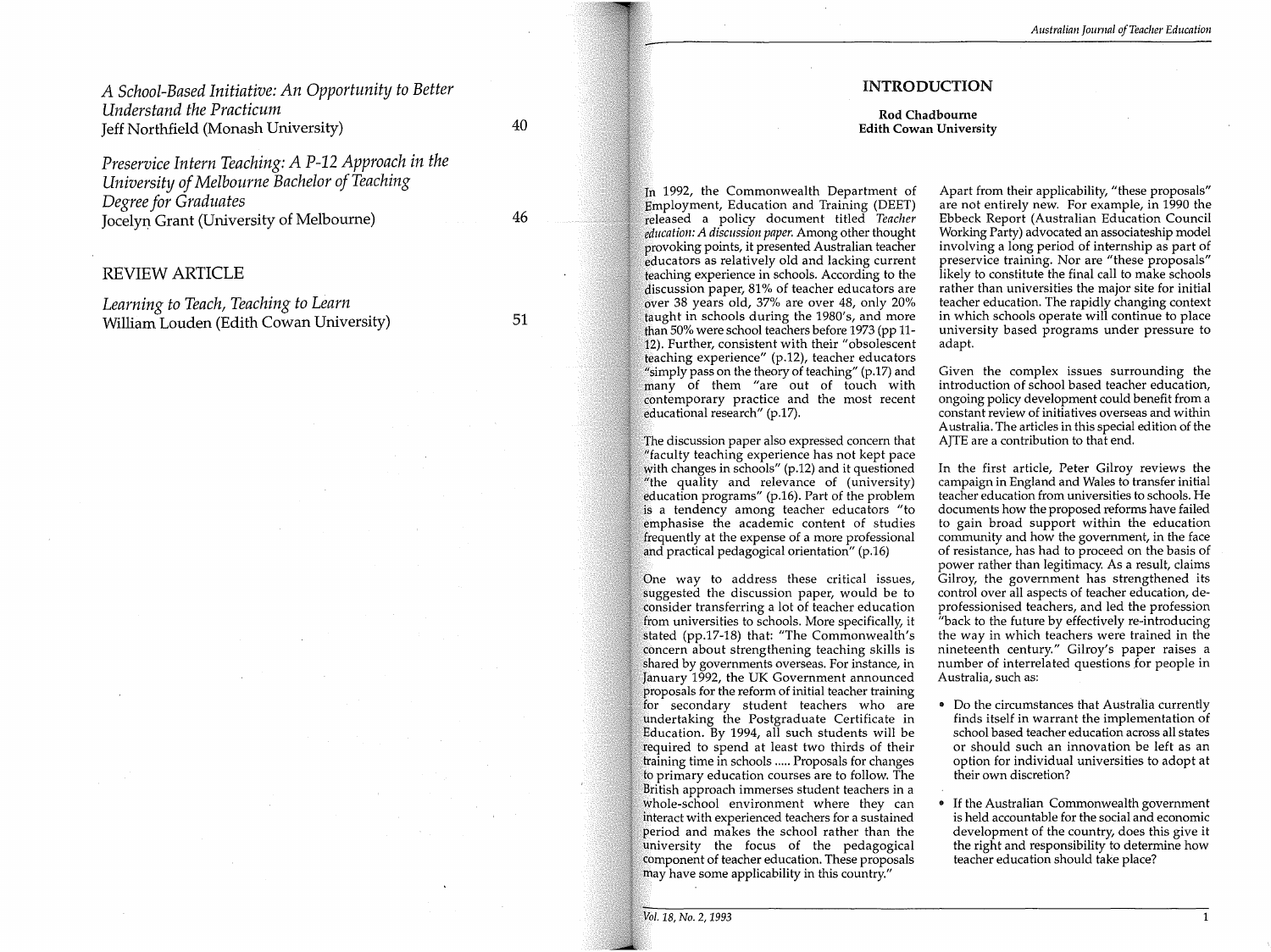*A School-Based Initiative: An Opportunity to Better Understand the Practicum*
Jeff Northfield (Monash University) 40

*Preservice Intern Teaching: A P-12 Approach in the University of Melbourne Bachelor of Teaching Degree for Graduates*
Jocelyn Grant (University of Melbourne) 46

## REVIEW ARTICLE

*Learning to Teach, Teaching to Learn*
William Louden (Edith Cowan University) 51

# INTRODUCTION

**Rod Chadbourne**
**Edith Cowan University**

In 1992, the Commonwealth Department of Employment, Education and Training (DEET) released a policy document titled *Teacher education: A discussion paper.* Among other thought provoking points, it presented Australian teacher educators as relatively old and lacking current teaching experience in schools. According to the discussion paper, 81% of teacher educators are over 38 years old, 37% are over 48, only 20% taught in schools during the 1980's, and more than 50% were school teachers before 1973 (pp 11-12). Further, consistent with their "obsolescent teaching experience" (p.12), teacher educators "simply pass on the theory of teaching" (p.17) and many of them "are out of touch with contemporary practice and the most recent educational research" (p.17).

The discussion paper also expressed concern that "faculty teaching experience has not kept pace with changes in schools" (p.12) and it questioned "the quality and relevance of (university) education programs" (p.16). Part of the problem is a tendency among teacher educators "to emphasise the academic content of studies frequently at the expense of a more professional and practical pedagogical orientation" (p.16)

One way to address these critical issues, suggested the discussion paper, would be to consider transferring a lot of teacher education from universities to schools. More specifically, it stated (pp.17-18) that: "The Commonwealth's concern about strengthening teaching skills is shared by governments overseas. For instance, in January 1992, the UK Government announced proposals for the reform of initial teacher training for secondary student teachers who are undertaking the Postgraduate Certificate in Education. By 1994, all such students will be required to spend at least two thirds of their training time in schools ..... Proposals for changes to primary education courses are to follow. The British approach immerses student teachers in a whole-school environment where they can interact with experienced teachers for a sustained period and makes the school rather than the university the focus of the pedagogical component of teacher education. These proposals may have some applicability in this country."

Apart from their applicability, "these proposals" are not entirely new. For example, in 1990 the Ebbeck Report (Australian Education Council Working Party) advocated an associateship model involving a long period of internship as part of preservice training. Nor are "these proposals" likely to constitute the final call to make schools rather than universities the major site for initial teacher education. The rapidly changing context in which schools operate will continue to place university based programs under pressure to adapt.

Given the complex issues surrounding the introduction of school based teacher education, ongoing policy development could benefit from a constant review of initiatives overseas and within Australia. The articles in this special edition of the AJTE are a contribution to that end.

In the first article, Peter Gilroy reviews the campaign in England and Wales to transfer initial teacher education from universities to schools. He documents how the proposed reforms have failed to gain broad support within the education community and how the government, in the face of resistance, has had to proceed on the basis of power rather than legitimacy. As a result, claims Gilroy, the government has strengthened its control over all aspects of teacher education, de-professionised teachers, and led the profession "back to the future by effectively re-introducing the way in which teachers were trained in the nineteenth century." Gilroy's paper raises a number of interrelated questions for people in Australia, such as:

- Do the circumstances that Australia currently finds itself in warrant the implementation of school based teacher education across all states or should such an innovation be left as an option for individual universities to adopt at their own discretion?
- If the Australian Commonwealth government is held accountable for the social and economic development of the country, does this give it the right and responsibility to determine how teacher education should take place?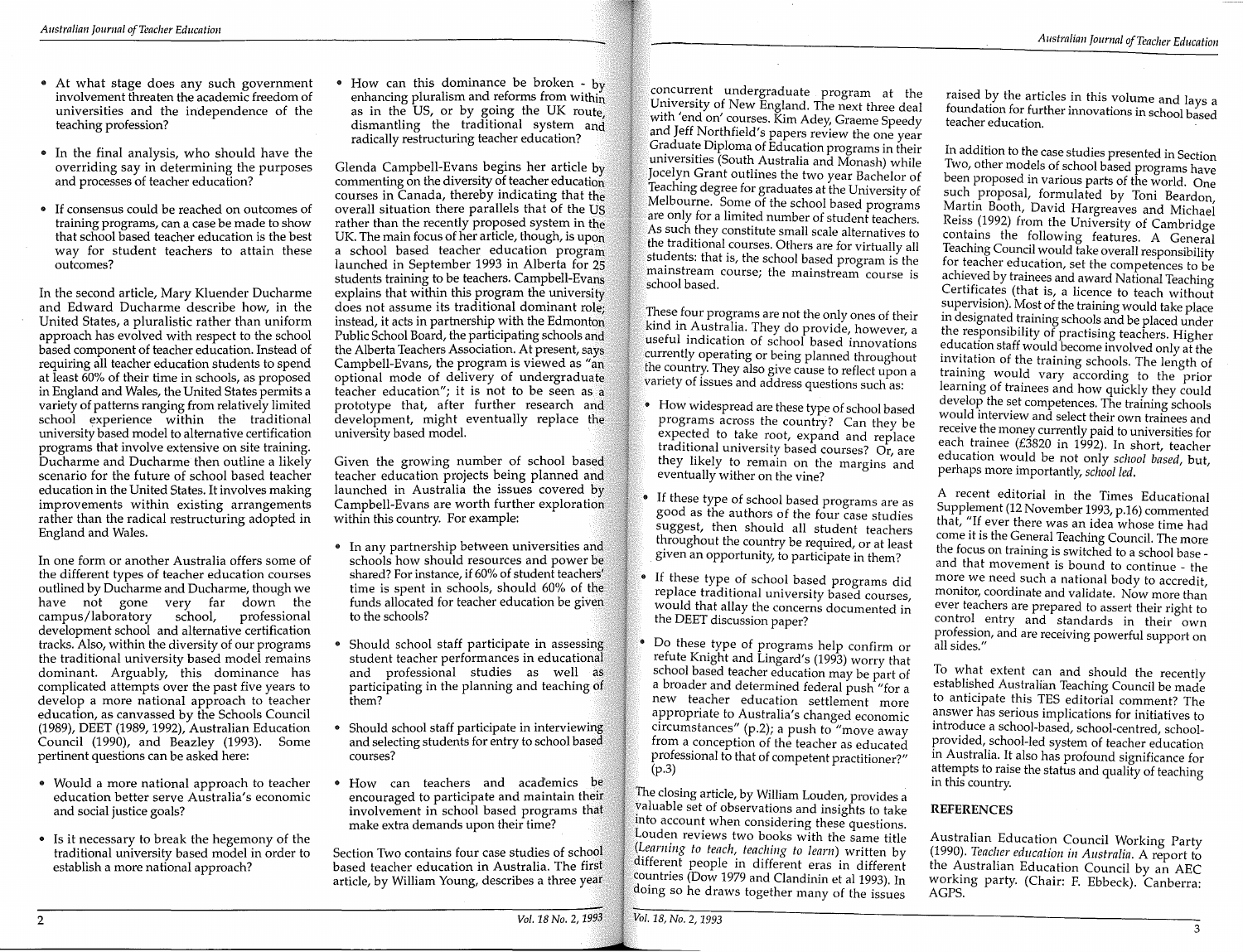- At what stage does any such government involvement threaten the academic freedom of universities and the independence of the teaching profession?

- In the final analysis, who should have the overriding say in determining the purposes and processes of teacher education?

- If consensus could be reached on outcomes of training programs, can a case be made to show that school based teacher education is the best way for student teachers to attain these outcomes?

In the second article, Mary Kluender Ducharme and Edward Ducharme describe how, in the United States, a pluralistic rather than uniform approach has evolved with respect to the school based component of teacher education. Instead of requiring all teacher education students to spend at least 60% of their time in schools, as proposed in England and Wales, the United States permits a variety of patterns ranging from relatively limited school experience within the traditional university based model to alternative certification programs that involve extensive on site training. Ducharme and Ducharme then outline a likely scenario for the future of school based teacher education in the United States. It involves making improvements within existing arrangements rather than the radical restructuring adopted in England and Wales.

In one form or another Australia offers some of the different types of teacher education courses outlined by Ducharme and Ducharme, though we have not gone very far down the campus/laboratory school, professional development school and alternative certification tracks. Also, within the diversity of our programs the traditional university based model remains dominant. Arguably, this dominance has complicated attempts over the past five years to develop a more national approach to teacher education, as canvassed by the Schools Council (1989), DEET (1989, 1992), Australian Education Council (1990), and Beazley (1993). Some pertinent questions can be asked here:

- Would a more national approach to teacher education better serve Australia's economic and social justice goals?

- Is it necessary to break the hegemony of the traditional university based model in order to establish a more national approach?

- How can this dominance be broken - by enhancing pluralism and reforms from within as in the US, or by going the UK route, dismantling the traditional system and radically restructuring teacher education?

Glenda Campbell-Evans begins her article by commenting on the diversity of teacher education courses in Canada, thereby indicating that the overall situation there parallels that of the US rather than the recently proposed system in the UK. The main focus of her article, though, is upon a school based teacher education program launched in September 1993 in Alberta for 25 students training to be teachers. Campbell-Evans explains that within this program the university does not assume its traditional dominant role; instead, it acts in partnership with the Edmonton Public School Board, the participating schools and the Alberta Teachers Association. At present, says Campbell-Evans, the program is viewed as "an optional mode of delivery of undergraduate teacher education"; it is not to be seen as a prototype that, after further research and development, might eventually replace the university based model.

Given the growing number of school based teacher education projects being planned and launched in Australia the issues covered by Campbell-Evans are worth further exploration within this country. For example:

- In any partnership between universities and schools how should resources and power be shared? For instance, if 60% of student teachers' time is spent in schools, should 60% of the funds allocated for teacher education be given to the schools?

- Should school staff participate in assessing student teacher performances in educational and professional studies as well as participating in the planning and teaching of them?

- Should school staff participate in interviewing and selecting students for entry to school based courses?

- How can teachers and academics be encouraged to participate and maintain their involvement in school based programs that make extra demands upon their time?

Section Two contains four case studies of school based teacher education in Australia. The first article, by William Young, describes a three year concurrent undergraduate program at the University of New England. The next three deal with 'end on' courses. Kim Adey, Graeme Speedy and Jeff Northfield's papers review the one year Graduate Diploma of Education programs in their universities (South Australia and Monash) while Jocelyn Grant outlines the two year Bachelor of Teaching degree for graduates at the University of Melbourne. Some of the school based programs are only for a limited number of student teachers. As such they constitute small scale alternatives to the traditional courses. Others are for virtually all students: that is, the school based program is the mainstream course; the mainstream course is school based.

These four programs are not the only ones of their kind in Australia. They do provide, however, a useful indication of school based innovations currently operating or being planned throughout the country. They also give cause to reflect upon a variety of issues and address questions such as:

- How widespread are these type of school based programs across the country? Can they be expected to take root, expand and replace traditional university based courses? Or, are they likely to remain on the margins and eventually wither on the vine?

- If these type of school based programs are as good as the authors of the four case studies suggest, then should all student teachers throughout the country be required, or at least given an opportunity, to participate in them?

- If these type of school based programs did replace traditional university based courses, would that allay the concerns documented in the DEET discussion paper?

- Do these type of programs help confirm or refute Knight and Lingard's (1993) worry that school based teacher education may be part of a broader and determined federal push "for a new teacher education settlement more appropriate to Australia's changed economic circumstances" (p.2); a push to "move away from a conception of the teacher as educated professional to that of competent practitioner?" (p.3)

The closing article, by William Louden, provides a valuable set of observations and insights to take into account when considering these questions. Louden reviews two books with the same title (*Learning to teach, teaching to learn*) written by different people in different eras in different countries (Dow 1979 and Clandinin et al 1993). In doing so he draws together many of the issues raised by the articles in this volume and lays a foundation for further innovations in school based teacher education.

In addition to the case studies presented in Section Two, other models of school based programs have been proposed in various parts of the world. One such proposal, formulated by Toni Beardon, Martin Booth, David Hargreaves and Michael Reiss (1992) from the University of Cambridge contains the following features. A General Teaching Council would take overall responsibility for teacher education, set the competences to be achieved by trainees and award National Teaching Certificates (that is, a licence to teach without supervision). Most of the training would take place in designated training schools and be placed under the responsibility of practising teachers. Higher education staff would become involved only at the invitation of the training schools. The length of training would vary according to the prior learning of trainees and how quickly they could develop the set competences. The training schools would interview and select their own trainees and receive the money currently paid to universities for each trainee (£3820 in 1992). In short, teacher education would be not only *school based*, but, perhaps more importantly, *school led*.

A recent editorial in the Times Educational Supplement (12 November 1993, p.16) commented that, "If ever there was an idea whose time had come it is the General Teaching Council. The more the focus on training is switched to a school base - and that movement is bound to continue - the more we need such a national body to accredit, monitor, coordinate and validate. Now more than ever teachers are prepared to assert their right to control entry and standards in their own profession, and are receiving powerful support on all sides."

To what extent can and should the recently established Australian Teaching Council be made to anticipate this TES editorial comment? The answer has serious implications for initiatives to introduce a school-based, school-centred, school-provided, school-led system of teacher education in Australia. It also has profound significance for attempts to raise the status and quality of teaching in this country.

## REFERENCES

Australian Education Council Working Party (1990). *Teacher education in Australia.* A report to the Australian Education Council by an AEC working party. (Chair: F. Ebbeck). Canberra: AGPS.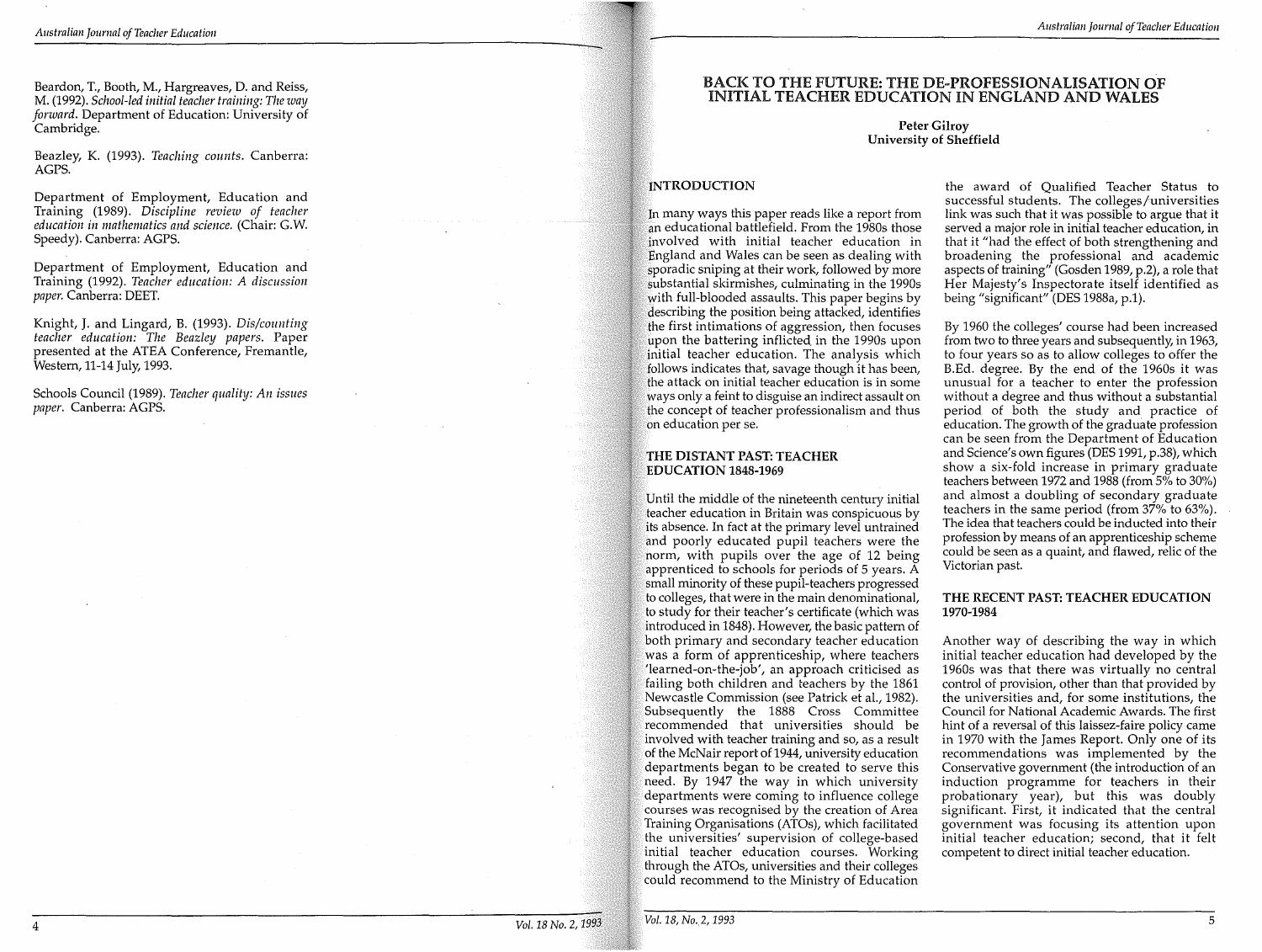Beardon, T., Booth, M., Hargreaves, D. and Reiss, M. (1992). *School-led initial teacher training: The way forward*. Department of Education: University of Cambridge.

Beazley, K. (1993). *Teaching counts*. Canberra: AGPS.

Department of Employment, Education and Training (1989). *Discipline review of teacher education in mathematics and science*. (Chair: G.W. Speedy). Canberra: AGPS.

Department of Employment, Education and Training (1992). *Teacher education: A discussion paper*. Canberra: DEET.

Knight, J. and Lingard, B. (1993). *Dis/counting teacher education: The Beazley papers*. Paper presented at the ATEA Conference, Fremantle, Western, 11-14 July, 1993.

Schools Council (1989). *Teacher quality: An issues paper*. Canberra: AGPS.

# BACK TO THE FUTURE: THE DE-PROFESSIONALISATION OF INITIAL TEACHER EDUCATION IN ENGLAND AND WALES

**Peter Gilroy**
**University of Sheffield**

## INTRODUCTION

In many ways this paper reads like a report from an educational battlefield. From the 1980s those involved with initial teacher education in England and Wales can be seen as dealing with sporadic sniping at their work, followed by more substantial skirmishes, culminating in the 1990s with full-blooded assaults. This paper begins by describing the position being attacked, identifies the first intimations of aggression, then focuses upon the battering inflicted in the 1990s upon initial teacher education. The analysis which follows indicates that, savage though it has been, the attack on initial teacher education is in some ways only a feint to disguise an indirect assault on the concept of teacher professionalism and thus on education per se.

## THE DISTANT PAST: TEACHER EDUCATION 1848-1969

Until the middle of the nineteenth century initial teacher education in Britain was conspicuous by its absence. In fact at the primary level untrained and poorly educated pupil teachers were the norm, with pupils over the age of 12 being apprenticed to schools for periods of 5 years. A small minority of these pupil-teachers progressed to colleges, that were in the main denominational, to study for their teacher's certificate (which was introduced in 1848). However, the basic pattern of both primary and secondary teacher education was a form of apprenticeship, where teachers 'learned-on-the-job', an approach criticised as failing both children and teachers by the 1861 Newcastle Commission (see Patrick et al., 1982). Subsequently the 1888 Cross Committee recommended that universities should be involved with teacher training and so, as a result of the McNair report of 1944, university education departments began to be created to serve this need. By 1947 the way in which university departments were coming to influence college courses was recognised by the creation of Area Training Organisations (ATOs), which facilitated the universities' supervision of college-based initial teacher education courses. Working through the ATOs, universities and their colleges could recommend to the Ministry of Education the award of Qualified Teacher Status to successful students. The colleges/universities link was such that it was possible to argue that it served a major role in initial teacher education, in that it "had the effect of both strengthening and broadening the professional and academic aspects of training" (Gosden 1989, p.2), a role that Her Majesty's Inspectorate itself identified as being "significant" (DES 1988a, p.1).

By 1960 the colleges' course had been increased from two to three years and subsequently, in 1963, to four years so as to allow colleges to offer the B.Ed. degree. By the end of the 1960s it was unusual for a teacher to enter the profession without a degree and thus without a substantial period of both the study and practice of education. The growth of the graduate profession can be seen from the Department of Education and Science's own figures (DES 1991, p.38), which show a six-fold increase in primary graduate teachers between 1972 and 1988 (from 5% to 30%) and almost a doubling of secondary graduate teachers in the same period (from 37% to 63%). The idea that teachers could be inducted into their profession by means of an apprenticeship scheme could be seen as a quaint, and flawed, relic of the Victorian past.

## THE RECENT PAST: TEACHER EDUCATION 1970-1984

Another way of describing the way in which initial teacher education had developed by the 1960s was that there was virtually no central control of provision, other than that provided by the universities and, for some institutions, the Council for National Academic Awards. The first hint of a reversal of this laissez-faire policy came in 1970 with the James Report. Only one of its recommendations was implemented by the Conservative government (the introduction of an induction programme for teachers in their probationary year), but this was doubly significant. First, it indicated that the central government was focusing its attention upon initial teacher education; second, that it felt competent to direct initial teacher education.